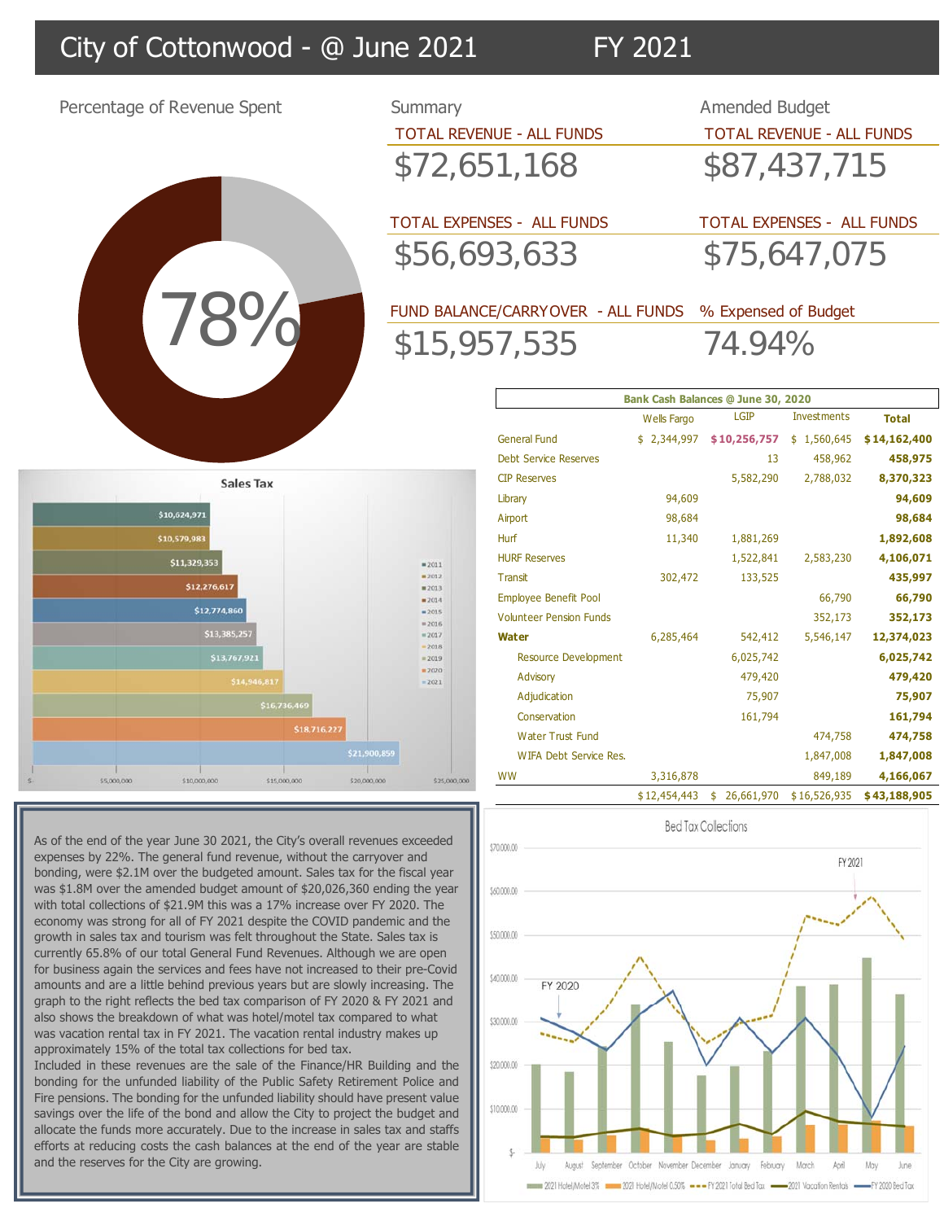# City of Cottonwood - @ June 2021 FY 2021

## Percentage of Revenue Spent

78%

## Summary

TOTAL REVENUE - ALL FUNDS

$72,651,168

TOTAL EXPENSES - ALL FUNDS

$56,693,633

FUND BALANCE/CARRYOVER - ALL FUNDS

$15,957,535

## Amended Budget

TOTAL REVENUE - ALL FUNDS

$87,437,715

TOTAL EXPENSES - ALL FUNDS

$75,647,075

% Expensed of Budget

74.94%

## Sales Tax

| Year | Sales Tax |
|---|---|
| 2011 | $10,624,971 |
| 2012 | $10,579,983 |
| 2013 | $11,329,353 |
| 2014 | $12,276,617 |
| 2015 | $12,774,860 |
| 2016 | $13,385,257 |
| 2017 | $13,767,921 |
| 2018 | $14,946,817 |
| 2019 | $16,736,469 |
| 2020 | $18,716,227 |
| 2021 | $21,900,859 |

## Bank Cash Balances @ June 30, 2020

| | Wells Fargo | LGIP | Investments | Total |
|---|---|---|---|---|
| General Fund | $ 2,344,997 | $10,256,757 | $ 1,560,645 | **$14,162,400** |
| Debt Service Reserves | | 13 | 458,962 | **458,975** |
| CIP Reserves | | 5,582,290 | 2,788,032 | **8,370,323** |
| Library | 94,609 | | | **94,609** |
| Airport | 98,684 | | | **98,684** |
| Hurf | 11,340 | 1,881,269 | | **1,892,608** |
| HURF Reserves | | 1,522,841 | 2,583,230 | **4,106,071** |
| Transit | 302,472 | 133,525 | | **435,997** |
| Employee Benefit Pool | | | 66,790 | **66,790** |
| Volunteer Pension Funds | | | 352,173 | **352,173** |
| **Water** | 6,285,464 | 542,412 | 5,546,147 | **12,374,023** |
| Resource Development | | 6,025,742 | | **6,025,742** |
| Advisory | | 479,420 | | **479,420** |
| Adjudication | | 75,907 | | **75,907** |
| Conservation | | 161,794 | | **161,794** |
| Water Trust Fund | | | 474,758 | **474,758** |
| WIFA Debt Service Res. | | | 1,847,008 | **1,847,008** |
| WW | 3,316,878 | | 849,189 | **4,166,067** |
| | $12,454,443 | $ 26,661,970 | $16,526,935 | **$43,188,905** |

As of the end of the year June 30 2021, the City's overall revenues exceeded expenses by 22%. The general fund revenue, without the carryover and bonding, were $2.1M over the budgeted amount. Sales tax for the fiscal year was $1.8M over the amended budget amount of $20,026,360 ending the year with total collections of $21.9M this was a 17% increase over FY 2020. The economy was strong for all of FY 2021 despite the COVID pandemic and the growth in sales tax and tourism was felt throughout the State. Sales tax is currently 65.8% of our total General Fund Revenues. Although we are open for business again the services and fees have not increased to their pre-Covid amounts and are a little behind previous years but are slowly increasing. The graph to the right reflects the bed tax comparison of FY 2020 & FY 2021 and also shows the breakdown of what was hotel/motel tax compared to what was vacation rental tax in FY 2021. The vacation rental industry makes up approximately 15% of the total tax collections for bed tax.

Included in these revenues are the sale of the Finance/HR Building and the bonding for the unfunded liability of the Public Safety Retirement Police and Fire pensions. The bonding for the unfunded liability should have present value savings over the life of the bond and allow the City to project the budget and allocate the funds more accurately. Due to the increase in sales tax and staffs efforts at reducing costs the cash balances at the end of the year are stable and the reserves for the City are growing.

## Bed Tax Collections

Months: July, August, September, October, November, December, January, February, March, April, May, June

Series: 2021 Hotel/Motel 3%, 2021 Hotel/Motel 0.50%, FY 2021 Total Bed Tax, 2021 Vacation Rentals, FY 2020 Bed Tax

Annotations: FY 2020, FY 2021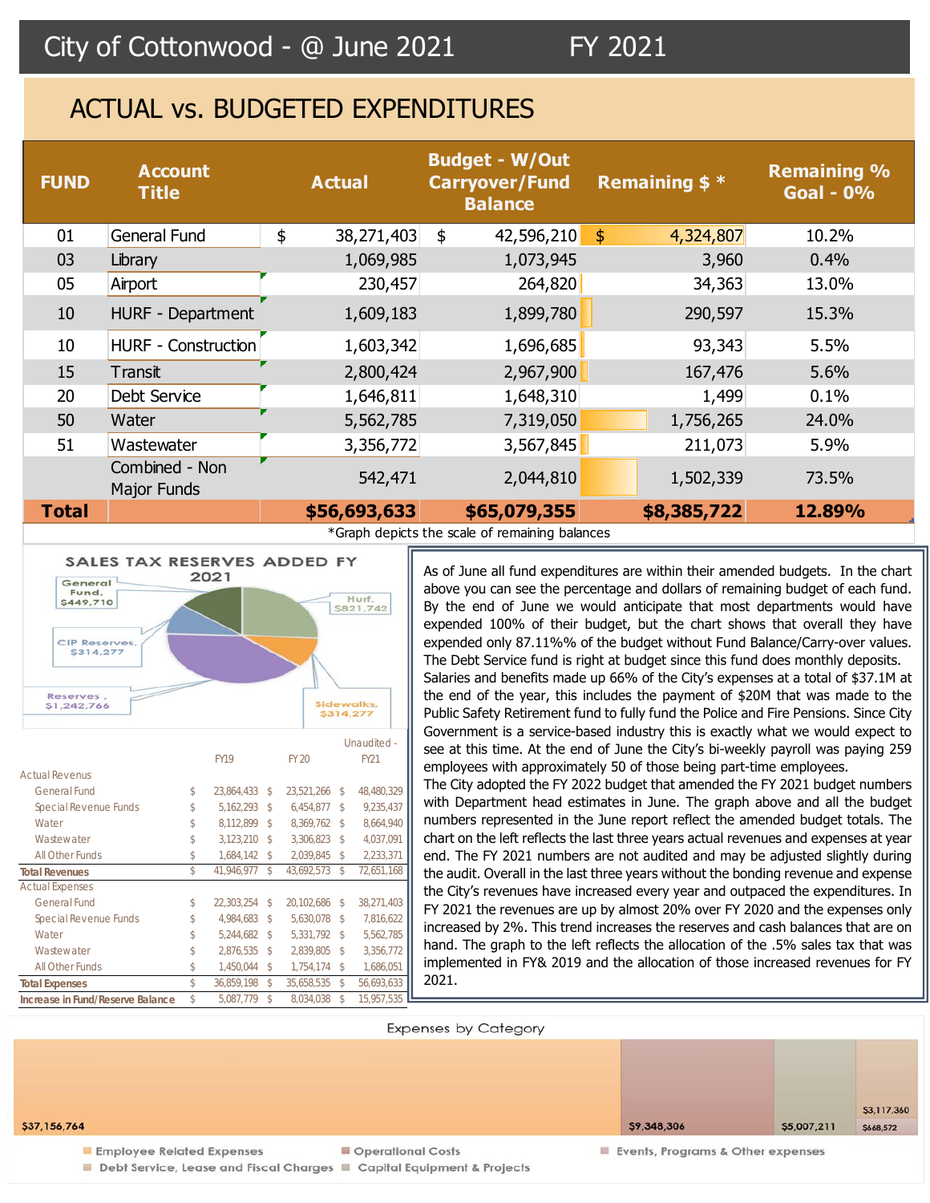# City of Cottonwood - @ June 2021 FY 2021

## ACTUAL vs. BUDGETED EXPENDITURES

| FUND | Account Title | Actual | Budget - W/Out Carryover/Fund Balance | Remaining $ * | Remaining % Goal - 0% |
|---|---|---|---|---|---|
| 01 | General Fund | $ 38,271,403 | $ 42,596,210 | $ 4,324,807 | 10.2% |
| 03 | Library | 1,069,985 | 1,073,945 | 3,960 | 0.4% |
| 05 | Airport | 230,457 | 264,820 | 34,363 | 13.0% |
| 10 | HURF - Department | 1,609,183 | 1,899,780 | 290,597 | 15.3% |
| 10 | HURF - Construction | 1,603,342 | 1,696,685 | 93,343 | 5.5% |
| 15 | Transit | 2,800,424 | 2,967,900 | 167,476 | 5.6% |
| 20 | Debt Service | 1,646,811 | 1,648,310 | 1,499 | 0.1% |
| 50 | Water | 5,562,785 | 7,319,050 | 1,756,265 | 24.0% |
| 51 | Wastewater | 3,356,772 | 3,567,845 | 211,073 | 5.9% |
| | Combined - Non Major Funds | 542,471 | 2,044,810 | 1,502,339 | 73.5% |
| **Total** | | **$56,693,633** | **$65,079,355** | **$8,385,722** | **12.89%** |

*Graph depicts the scale of remaining balances

SALES TAX RESERVES ADDED FY 2021

General Fund, $449,710

Hurf, $821,742

CIP Reserves, $314,277

Reserves , $1,242,766

Sidewalks, $314,277

| | | FY19 | | FY 20 | | Unaudited - FY21 |
|---|---|---|---|---|---|---|
| **Actual Revenus** | | | | | | |
| General Fund | $ | 23,864,433 | $ | 23,521,266 | $ | 48,480,329 |
| Special Revenue Funds | $ | 5,162,293 | $ | 6,454,877 | $ | 9,235,437 |
| Water | $ | 8,112,899 | $ | 8,369,762 | $ | 8,664,940 |
| Wastewater | $ | 3,123,210 | $ | 3,306,823 | $ | 4,037,091 |
| All Other Funds | $ | 1,684,142 | $ | 2,039,845 | $ | 2,233,371 |
| **Total Revenues** | $ | 41,946,977 | $ | 43,692,573 | $ | 72,651,168 |
| **Actual Expenses** | | | | | | |
| General Fund | $ | 22,303,254 | $ | 20,102,686 | $ | 38,271,403 |
| Special Revenue Funds | $ | 4,984,683 | $ | 5,630,078 | $ | 7,816,622 |
| Water | $ | 5,244,682 | $ | 5,331,792 | $ | 5,562,785 |
| Wastewater | $ | 2,876,535 | $ | 2,839,805 | $ | 3,356,772 |
| All Other Funds | $ | 1,450,044 | $ | 1,754,174 | $ | 1,686,051 |
| **Total Expenses** | $ | 36,859,198 | $ | 35,658,535 | $ | 56,693,633 |
| **Increase in Fund/Reserve Balance** | $ | 5,087,779 | $ | 8,034,038 | $ | 15,957,535 |

As of June all fund expenditures are within their amended budgets. In the chart above you can see the percentage and dollars of remaining budget of each fund. By the end of June we would anticipate that most departments would have expended 100% of their budget, but the chart shows that overall they have expended only 87.11%% of the budget without Fund Balance/Carry-over values. The Debt Service fund is right at budget since this fund does monthly deposits. Salaries and benefits made up 66% of the City's expenses at a total of $37.1M at the end of the year, this includes the payment of $20M that was made to the Public Safety Retirement fund to fully fund the Police and Fire Pensions. Since City Government is a service-based industry this is exactly what we would expect to see at this time. At the end of June the City's bi-weekly payroll was paying 259 employees with approximately 50 of those being part-time employees.

The City adopted the FY 2022 budget that amended the FY 2021 budget numbers with Department head estimates in June. The graph above and all the budget numbers represented in the June report reflect the amended budget totals. The chart on the left reflects the last three years actual revenues and expenses at year end. The FY 2021 numbers are not audited and may be adjusted slightly during the audit. Overall in the last three years without the bonding revenue and expense the City's revenues have increased every year and outpaced the expenditures. In FY 2021 the revenues are up by almost 20% over FY 2020 and the expenses only increased by 2%. This trend increases the reserves and cash balances that are on hand. The graph to the left reflects the allocation of the .5% sales tax that was implemented in FY& 2019 and the allocation of those increased revenues for FY 2021.

Expenses by Category

$37,156,764

$9,348,306

$5,007,211

$3,117,360

$668,572

Employee Related Expenses

Operational Costs

Events, Programs & Other expenses

Debt Service, Lease and Fiscal Charges

Capital Equipment & Projects